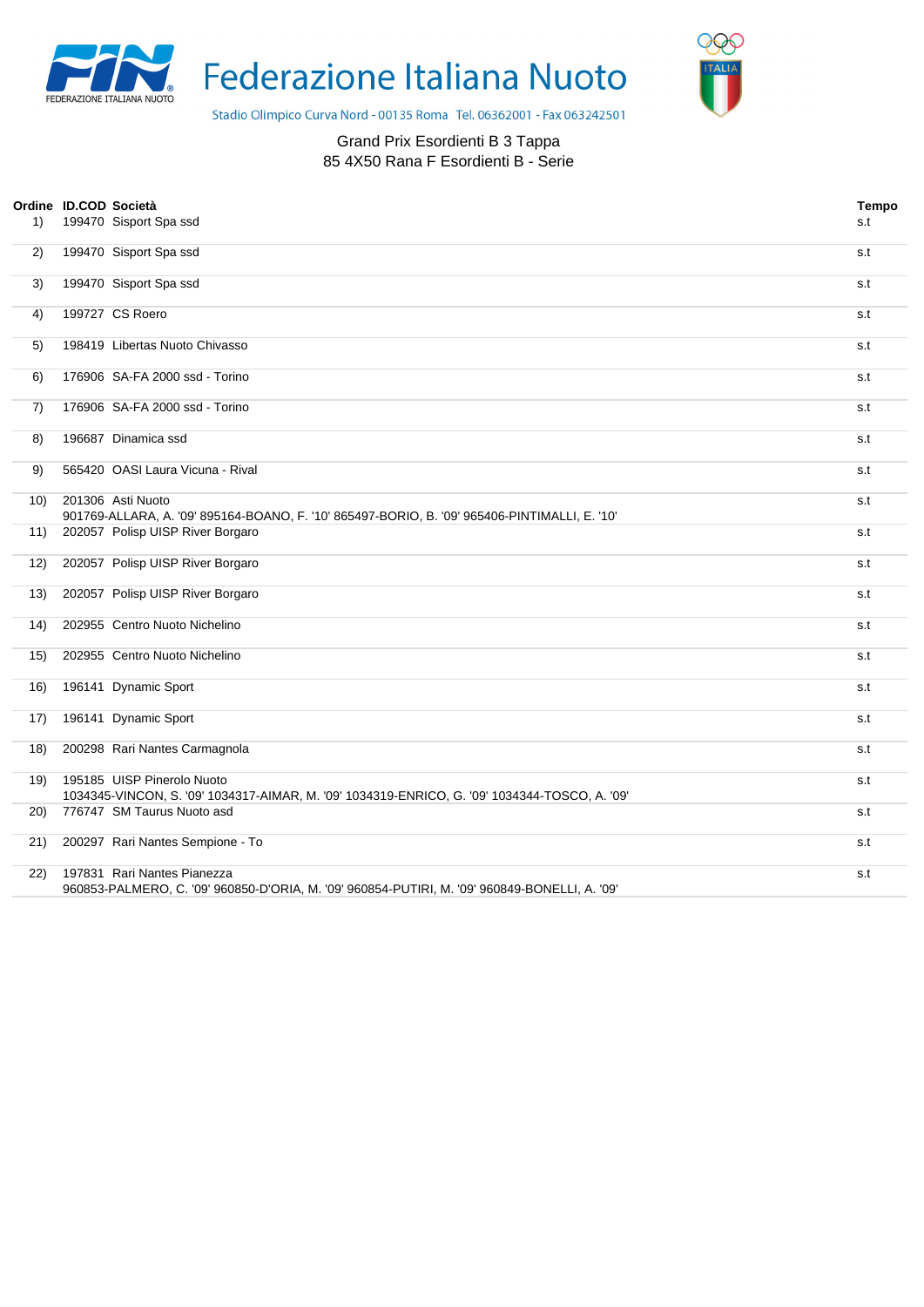# Federazione Italiana Nuoto

Stadio Olimpico Curva Nord - 00135 Roma Tel. 06362001 - Fax 063242501

Grand Prix Esordienti B 3 Tappa

85 4X50 Rana F Esordienti B - Serie

| Ordine | ID.COD | Società | Tempo |
|---|---|---|---|
| 1) | 199470 | Sisport Spa ssd | s.t |
| 2) | 199470 | Sisport Spa ssd | s.t |
| 3) | 199470 | Sisport Spa ssd | s.t |
| 4) | 199727 | CS Roero | s.t |
| 5) | 198419 | Libertas Nuoto Chivasso | s.t |
| 6) | 176906 | SA-FA 2000 ssd - Torino | s.t |
| 7) | 176906 | SA-FA 2000 ssd - Torino | s.t |
| 8) | 196687 | Dinamica ssd | s.t |
| 9) | 565420 | OASI Laura Vicuna - Rival | s.t |
| 10) | 201306 | Asti Nuoto<br>901769-ALLARA, A. '09' 895164-BOANO, F. '10' 865497-BORIO, B. '09' 965406-PINTIMALLI, E. '10' | s.t |
| 11) | 202057 | Polisp UISP River Borgaro | s.t |
| 12) | 202057 | Polisp UISP River Borgaro | s.t |
| 13) | 202057 | Polisp UISP River Borgaro | s.t |
| 14) | 202955 | Centro Nuoto Nichelino | s.t |
| 15) | 202955 | Centro Nuoto Nichelino | s.t |
| 16) | 196141 | Dynamic Sport | s.t |
| 17) | 196141 | Dynamic Sport | s.t |
| 18) | 200298 | Rari Nantes Carmagnola | s.t |
| 19) | 195185 | UISP Pinerolo Nuoto<br>1034345-VINCON, S. '09' 1034317-AIMAR, M. '09' 1034319-ENRICO, G. '09' 1034344-TOSCO, A. '09' | s.t |
| 20) | 776747 | SM Taurus Nuoto asd | s.t |
| 21) | 200297 | Rari Nantes Sempione - To | s.t |
| 22) | 197831 | Rari Nantes Pianezza<br>960853-PALMERO, C. '09' 960850-D'ORIA, M. '09' 960854-PUTIRI, M. '09' 960849-BONELLI, A. '09' | s.t |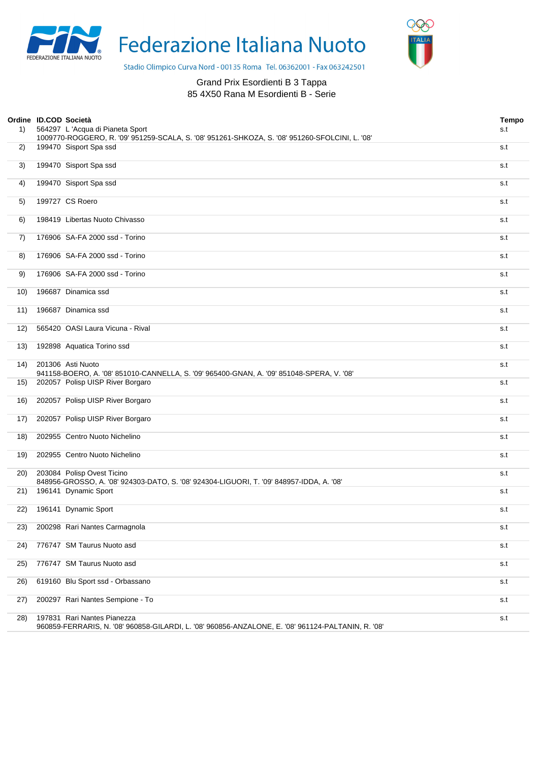# Federazione Italiana Nuoto

Stadio Olimpico Curva Nord - 00135 Roma Tel. 06362001 - Fax 063242501

Grand Prix Esordienti B 3 Tappa
85 4X50 Rana M Esordienti B - Serie

| Ordine | ID.COD | Società | Tempo |
|---|---|---|---|
| 1) | 564297 | L 'Acqua di Pianeta Sport<br>1009770-ROGGERO, R. '09' 951259-SCALA, S. '08' 951261-SHKOZA, S. '08' 951260-SFOLCINI, L. '08' | s.t |
| 2) | 199470 | Sisport Spa ssd | s.t |
| 3) | 199470 | Sisport Spa ssd | s.t |
| 4) | 199470 | Sisport Spa ssd | s.t |
| 5) | 199727 | CS Roero | s.t |
| 6) | 198419 | Libertas Nuoto Chivasso | s.t |
| 7) | 176906 | SA-FA 2000 ssd - Torino | s.t |
| 8) | 176906 | SA-FA 2000 ssd - Torino | s.t |
| 9) | 176906 | SA-FA 2000 ssd - Torino | s.t |
| 10) | 196687 | Dinamica ssd | s.t |
| 11) | 196687 | Dinamica ssd | s.t |
| 12) | 565420 | OASI Laura Vicuna - Rival | s.t |
| 13) | 192898 | Aquatica Torino ssd | s.t |
| 14) | 201306 | Asti Nuoto<br>941158-BOERO, A. '08' 851010-CANNELLA, S. '09' 965400-GNAN, A. '09' 851048-SPERA, V. '08' | s.t |
| 15) | 202057 | Polisp UISP River Borgaro | s.t |
| 16) | 202057 | Polisp UISP River Borgaro | s.t |
| 17) | 202057 | Polisp UISP River Borgaro | s.t |
| 18) | 202955 | Centro Nuoto Nichelino | s.t |
| 19) | 202955 | Centro Nuoto Nichelino | s.t |
| 20) | 203084 | Polisp Ovest Ticino<br>848956-GROSSO, A. '08' 924303-DATO, S. '08' 924304-LIGUORI, T. '09' 848957-IDDA, A. '08' | s.t |
| 21) | 196141 | Dynamic Sport | s.t |
| 22) | 196141 | Dynamic Sport | s.t |
| 23) | 200298 | Rari Nantes Carmagnola | s.t |
| 24) | 776747 | SM Taurus Nuoto asd | s.t |
| 25) | 776747 | SM Taurus Nuoto asd | s.t |
| 26) | 619160 | Blu Sport ssd - Orbassano | s.t |
| 27) | 200297 | Rari Nantes Sempione - To | s.t |
| 28) | 197831 | Rari Nantes Pianezza<br>960859-FERRARIS, N. '08' 960858-GILARDI, L. '08' 960856-ANZALONE, E. '08' 961124-PALTANIN, R. '08' | s.t |